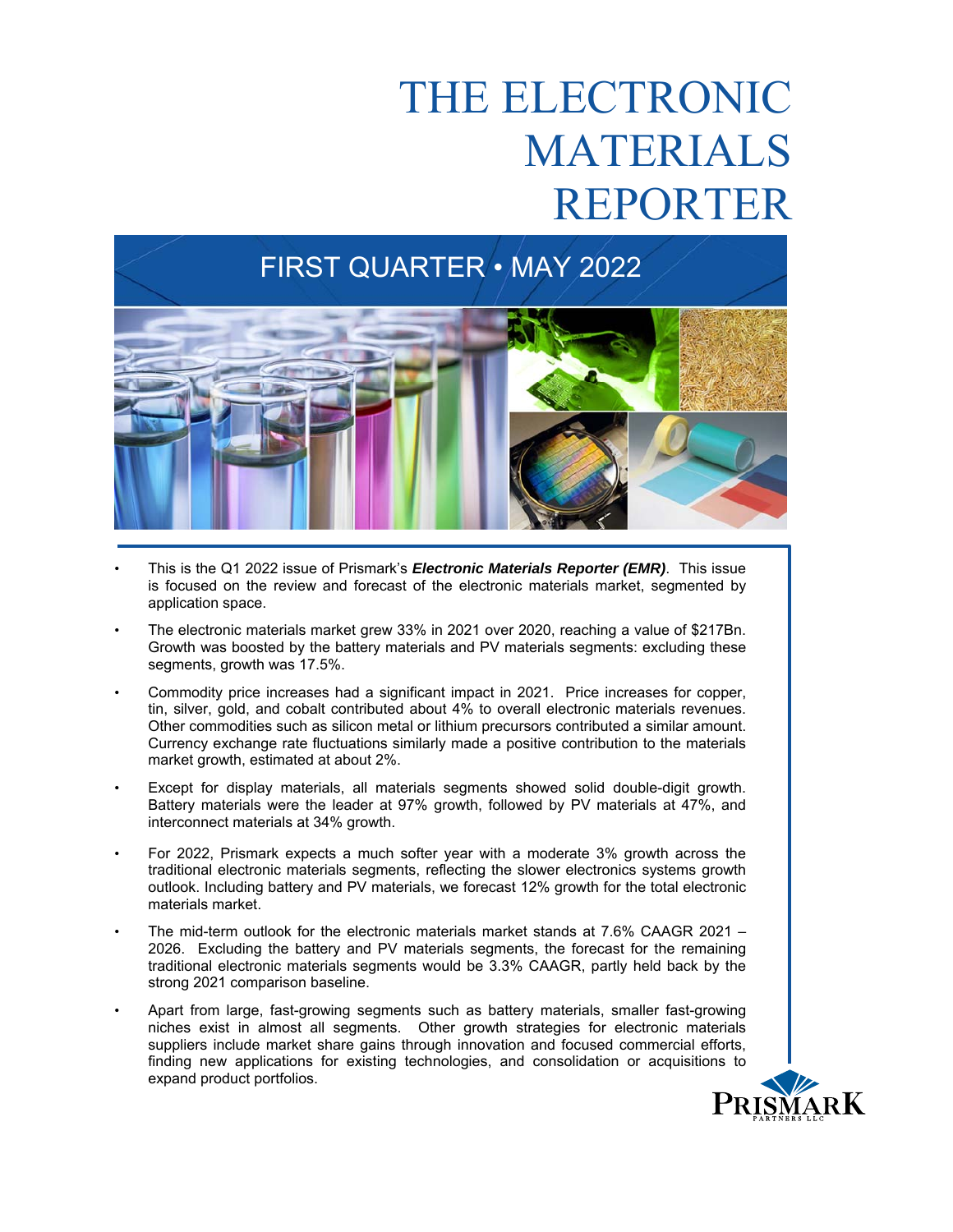# THE ELECTRONIC MATERIALS REPORTER

## FIRST QUARTER • MAY 2022

- This is the Q1 2022 issue of Prismark's ***Electronic Materials Reporter (EMR)***. This issue is focused on the review and forecast of the electronic materials market, segmented by application space.
- The electronic materials market grew 33% in 2021 over 2020, reaching a value of $217Bn. Growth was boosted by the battery materials and PV materials segments: excluding these segments, growth was 17.5%.
- Commodity price increases had a significant impact in 2021. Price increases for copper, tin, silver, gold, and cobalt contributed about 4% to overall electronic materials revenues. Other commodities such as silicon metal or lithium precursors contributed a similar amount. Currency exchange rate fluctuations similarly made a positive contribution to the materials market growth, estimated at about 2%.
- Except for display materials, all materials segments showed solid double-digit growth. Battery materials were the leader at 97% growth, followed by PV materials at 47%, and interconnect materials at 34% growth.
- For 2022, Prismark expects a much softer year with a moderate 3% growth across the traditional electronic materials segments, reflecting the slower electronics systems growth outlook. Including battery and PV materials, we forecast 12% growth for the total electronic materials market.
- The mid-term outlook for the electronic materials market stands at 7.6% CAAGR 2021 – 2026. Excluding the battery and PV materials segments, the forecast for the remaining traditional electronic materials segments would be 3.3% CAAGR, partly held back by the strong 2021 comparison baseline.
- Apart from large, fast-growing segments such as battery materials, smaller fast-growing niches exist in almost all segments. Other growth strategies for electronic materials suppliers include market share gains through innovation and focused commercial efforts, finding new applications for existing technologies, and consolidation or acquisitions to expand product portfolios.

PRISMARK PARTNERS LLC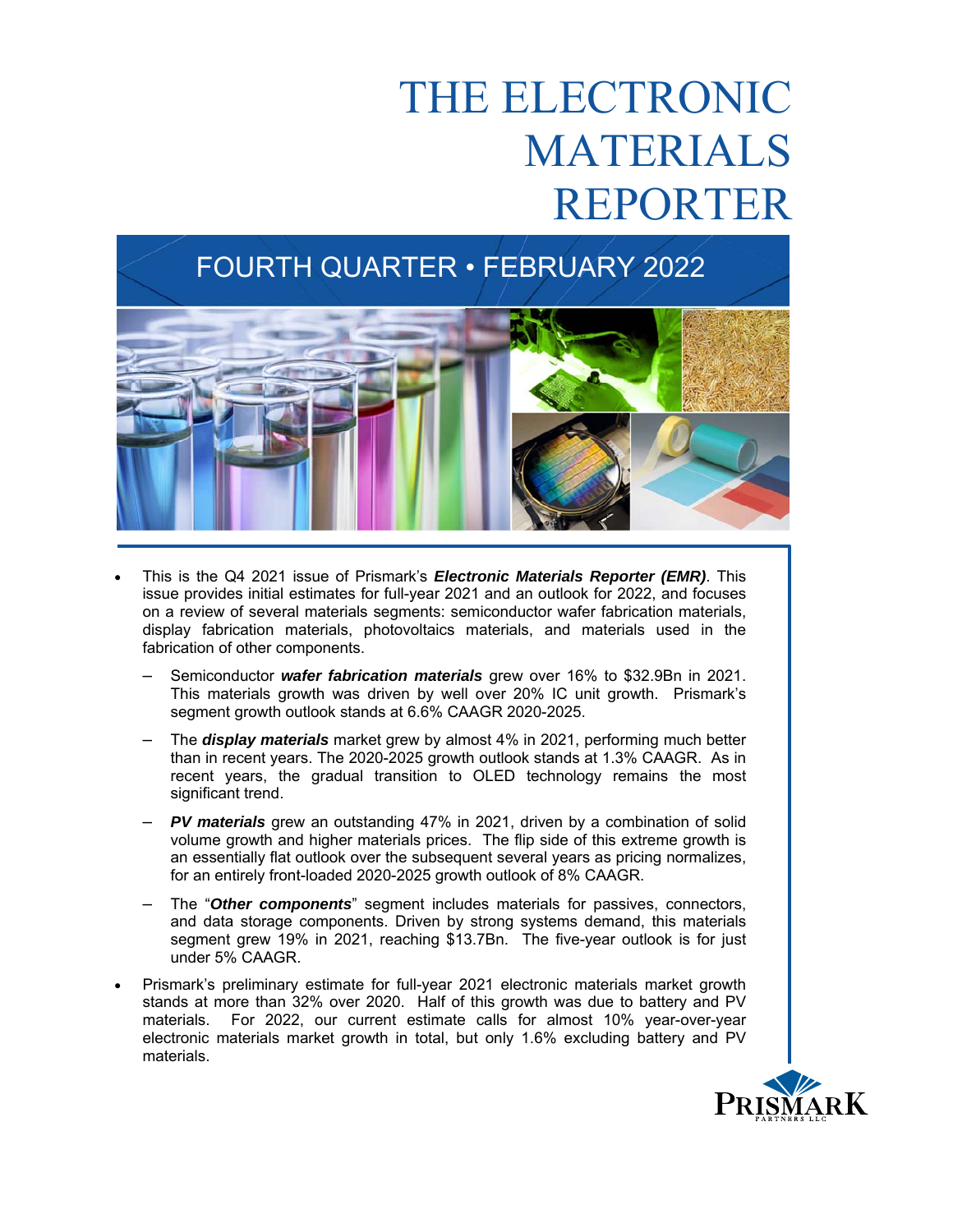# THE ELECTRONIC MATERIALS REPORTER

## FOURTH QUARTER • FEBRUARY 2022

- This is the Q4 2021 issue of Prismark's ***Electronic Materials Reporter (EMR)***. This issue provides initial estimates for full-year 2021 and an outlook for 2022, and focuses on a review of several materials segments: semiconductor wafer fabrication materials, display fabrication materials, photovoltaics materials, and materials used in the fabrication of other components.
  - Semiconductor ***wafer fabrication materials*** grew over 16% to $32.9Bn in 2021. This materials growth was driven by well over 20% IC unit growth. Prismark's segment growth outlook stands at 6.6% CAAGR 2020-2025.
  - The ***display materials*** market grew by almost 4% in 2021, performing much better than in recent years. The 2020-2025 growth outlook stands at 1.3% CAAGR. As in recent years, the gradual transition to OLED technology remains the most significant trend.
  - ***PV materials*** grew an outstanding 47% in 2021, driven by a combination of solid volume growth and higher materials prices. The flip side of this extreme growth is an essentially flat outlook over the subsequent several years as pricing normalizes, for an entirely front-loaded 2020-2025 growth outlook of 8% CAAGR.
  - The "***Other components***" segment includes materials for passives, connectors, and data storage components. Driven by strong systems demand, this materials segment grew 19% in 2021, reaching $13.7Bn. The five-year outlook is for just under 5% CAAGR.
- Prismark's preliminary estimate for full-year 2021 electronic materials market growth stands at more than 32% over 2020. Half of this growth was due to battery and PV materials. For 2022, our current estimate calls for almost 10% year-over-year electronic materials market growth in total, but only 1.6% excluding battery and PV materials.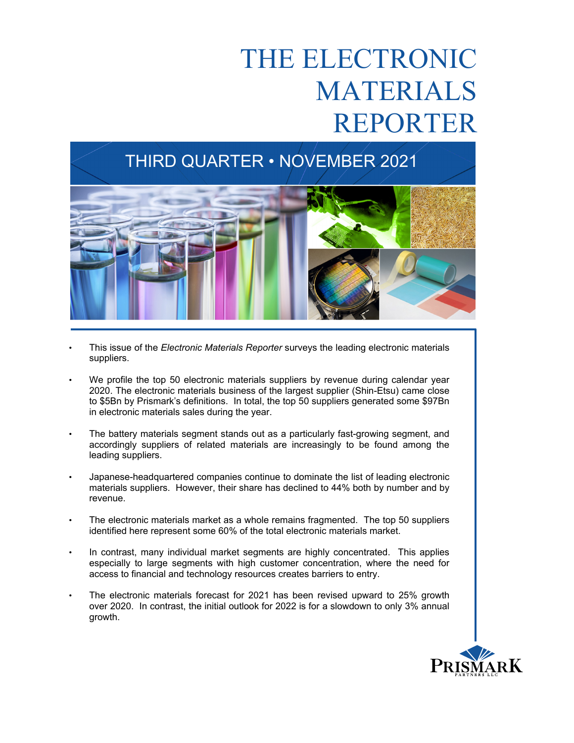# THE ELECTRONIC MATERIALS REPORTER

## THIRD QUARTER • NOVEMBER 2021

- This issue of the *Electronic Materials Reporter* surveys the leading electronic materials suppliers.
- We profile the top 50 electronic materials suppliers by revenue during calendar year 2020. The electronic materials business of the largest supplier (Shin-Etsu) came close to $5Bn by Prismark's definitions. In total, the top 50 suppliers generated some $97Bn in electronic materials sales during the year.
- The battery materials segment stands out as a particularly fast-growing segment, and accordingly suppliers of related materials are increasingly to be found among the leading suppliers.
- Japanese-headquartered companies continue to dominate the list of leading electronic materials suppliers. However, their share has declined to 44% both by number and by revenue.
- The electronic materials market as a whole remains fragmented. The top 50 suppliers identified here represent some 60% of the total electronic materials market.
- In contrast, many individual market segments are highly concentrated. This applies especially to large segments with high customer concentration, where the need for access to financial and technology resources creates barriers to entry.
- The electronic materials forecast for 2021 has been revised upward to 25% growth over 2020. In contrast, the initial outlook for 2022 is for a slowdown to only 3% annual growth.

PRISMARK PARTNERS LLC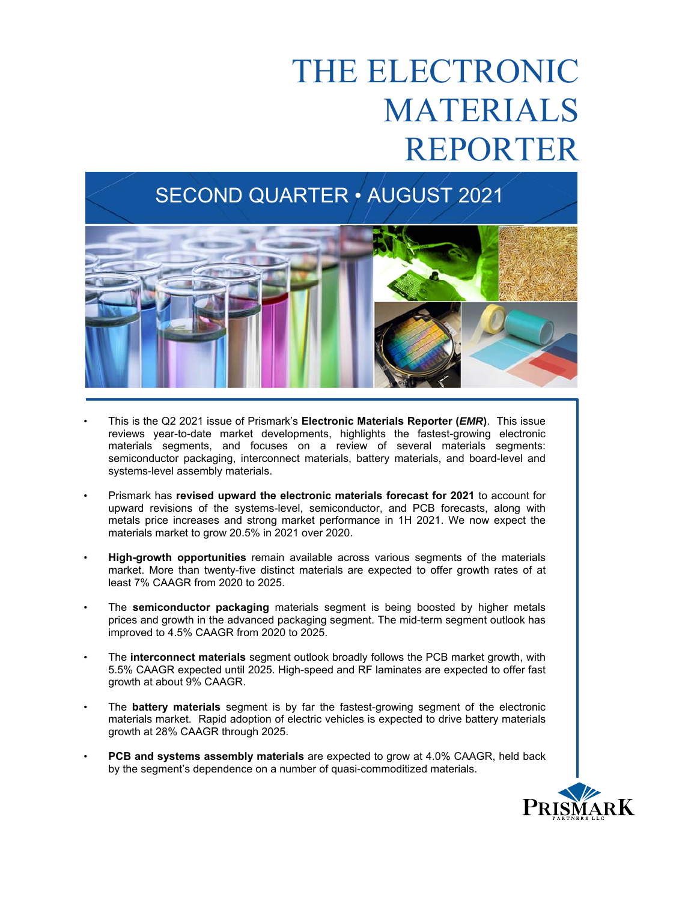# THE ELECTRONIC MATERIALS REPORTER

## SECOND QUARTER • AUGUST 2021

- This is the Q2 2021 issue of Prismark's **Electronic Materials Reporter (*EMR*)**. This issue reviews year-to-date market developments, highlights the fastest-growing electronic materials segments, and focuses on a review of several materials segments: semiconductor packaging, interconnect materials, battery materials, and board-level and systems-level assembly materials.

- Prismark has **revised upward the electronic materials forecast for 2021** to account for upward revisions of the systems-level, semiconductor, and PCB forecasts, along with metals price increases and strong market performance in 1H 2021. We now expect the materials market to grow 20.5% in 2021 over 2020.

- **High-growth opportunities** remain available across various segments of the materials market. More than twenty-five distinct materials are expected to offer growth rates of at least 7% CAAGR from 2020 to 2025.

- The **semiconductor packaging** materials segment is being boosted by higher metals prices and growth in the advanced packaging segment. The mid-term segment outlook has improved to 4.5% CAAGR from 2020 to 2025.

- The **interconnect materials** segment outlook broadly follows the PCB market growth, with 5.5% CAAGR expected until 2025. High-speed and RF laminates are expected to offer fast growth at about 9% CAAGR.

- The **battery materials** segment is by far the fastest-growing segment of the electronic materials market. Rapid adoption of electric vehicles is expected to drive battery materials growth at 28% CAAGR through 2025.

- **PCB and systems assembly materials** are expected to grow at 4.0% CAAGR, held back by the segment's dependence on a number of quasi-commoditized materials.

PRISMARK PARTNERS LLC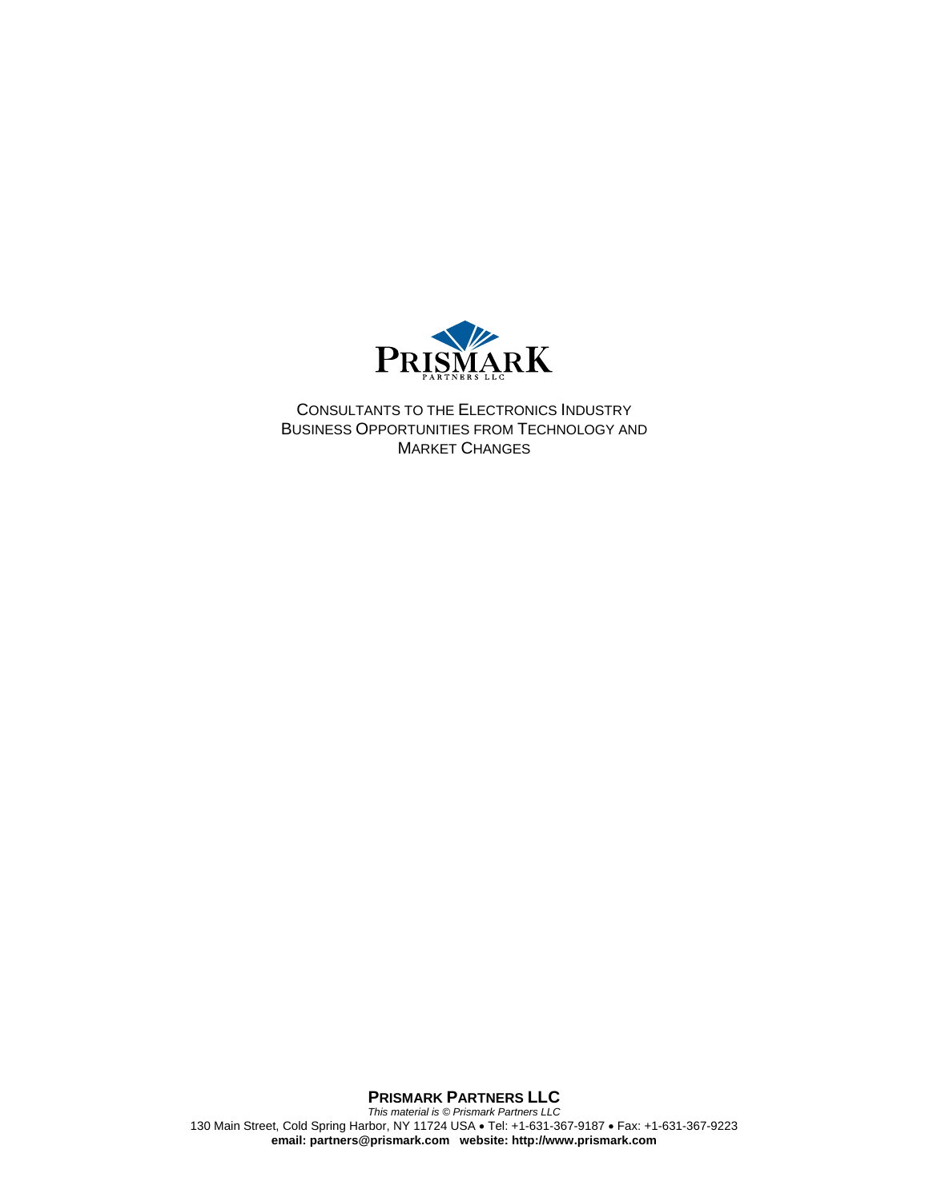PRISMARK
PARTNERS LLC

CONSULTANTS TO THE ELECTRONICS INDUSTRY
BUSINESS OPPORTUNITIES FROM TECHNOLOGY AND
MARKET CHANGES

**PRISMARK PARTNERS LLC**
*This material is © Prismark Partners LLC*
130 Main Street, Cold Spring Harbor, NY 11724 USA • Tel: +1-631-367-9187 • Fax: +1-631-367-9223
**email: partners@prismark.com website: http://www.prismark.com**